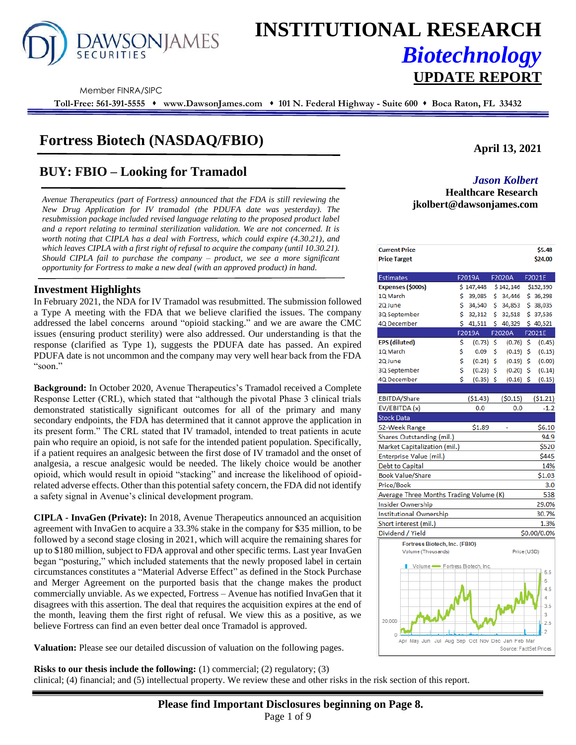# INSTITUTIONAL RESEARCH

## *Biotechnology*

## UPDATE REPORT

DAWSON JAMES SECURITIES

Member FINRA/SIPC

**Toll-Free: 561-391-5555 ♦ www.DawsonJames.com ♦ 101 N. Federal Highway - Suite 600 ♦ Boca Raton, FL 33432**

# Fortress Biotech (NASDAQ/FBIO)

**April 13, 2021**

## BUY: FBIO – Looking for Tramadol

***Jason Kolbert***
**Healthcare Research**
**jkolbert@dawsonjames.com**

*Avenue Therapeutics (part of Fortress) announced that the FDA is still reviewing the New Drug Application for IV tramadol (the PDUFA date was yesterday). The resubmission package included revised language relating to the proposed product label and a report relating to terminal sterilization validation. We are not concerned. It is worth noting that CIPLA has a deal with Fortress, which could expire (4.30.21), and which leaves CIPLA with a first right of refusal to acquire the company (until 10.30.21). Should CIPLA fail to purchase the company – product, we see a more significant opportunity for Fortress to make a new deal (with an approved product) in hand.*

| | |
|---|---|
| **Current Price** | **$5.48** |
| **Price Target** | **$24.00** |

| Estimates | F2019A | F2020A | F2021E |
|---|---|---|---|
| **Expenses ($000s)** | $ 147,448 | $ 142,146 | $152,390 |
| 1Q March | $ 39,085 | $ 34,446 | $ 36,298 |
| 2Q June | $ 34,540 | $ 34,853 | $ 38,035 |
| 3Q September | $ 32,312 | $ 32,518 | $ 37,536 |
| 4Q December | $ 41,511 | $ 40,329 | $ 40,521 |
| | **F2019A** | **F2020A** | **F2021E** |
| **EPS (diluted)** | $ (0.73) | $ (0.76) | $ (0.45) |
| 1Q March | $ 0.09 | $ (0.19) | $ (0.15) |
| 2Q June | $ (0.24) | $ (0.19) | $ (0.00) |
| 3Q September | $ (0.23) | $ (0.20) | $ (0.14) |
| 4Q December | $ (0.35) | $ (0.16) | $ (0.15) |
| | | | |
| EBITDA/Share | ($1.43) | ($0.15) | ($1.21) |
| EV/EBITDA (x) | 0.0 | 0.0 | -1.2 |

| Stock Data | | | |
|---|---|---|---|
| 52-Week Range | $1.89 | - | $6.10 |
| Shares Outstanding (mil.) | | | 94.9 |
| Market Capitalization (mil.) | | | $520 |
| Enterprise Value (mil.) | | | $445 |
| Debt to Capital | | | 14% |
| Book Value/Share | | | $1.03 |
| Price/Book | | | 3.0 |
| Average Three Months Trading Volume (K) | | | 538 |
| Insider Ownership | | | 29.0% |
| Institutional Ownership | | | 30.7% |
| Short interest (mil.) | | | 1.3% |
| Dividend / Yield | | | $0.00/0.0% |

Fortress Biotech, Inc. (FBIO) — Volume (Thousands), Price (USD). Source: FactSet Prices

## Investment Highlights

In February 2021, the NDA for IV Tramadol was resubmitted. The submission followed a Type A meeting with the FDA that we believe clarified the issues. The company addressed the label concerns around "opioid stacking." and we are aware the CMC issues (ensuring product sterility) were also addressed. Our understanding is that the response (clarified as Type 1), suggests the PDUFA date has passed. An expired PDUFA date is not uncommon and the company may very well hear back from the FDA "soon."

**Background:** In October 2020, Avenue Therapeutics's Tramadol received a Complete Response Letter (CRL), which stated that "although the pivotal Phase 3 clinical trials demonstrated statistically significant outcomes for all of the primary and many secondary endpoints, the FDA has determined that it cannot approve the application in its present form." The CRL stated that IV tramadol, intended to treat patients in acute pain who require an opioid, is not safe for the intended patient population. Specifically, if a patient requires an analgesic between the first dose of IV tramadol and the onset of analgesia, a rescue analgesic would be needed. The likely choice would be another opioid, which would result in opioid "stacking" and increase the likelihood of opioid-related adverse effects. Other than this potential safety concern, the FDA did not identify a safety signal in Avenue's clinical development program.

**CIPLA - InvaGen (Private):** In 2018, Avenue Therapeutics announced an acquisition agreement with InvaGen to acquire a 33.3% stake in the company for $35 million, to be followed by a second stage closing in 2021, which will acquire the remaining shares for up to $180 million, subject to FDA approval and other specific terms. Last year InvaGen began "posturing," which included statements that the newly proposed label in certain circumstances constitutes a "Material Adverse Effect" as defined in the Stock Purchase and Merger Agreement on the purported basis that the change makes the product commercially unviable. As we expected, Fortress – Avenue has notified InvaGen that it disagrees with this assertion. The deal that requires the acquisition expires at the end of the month, leaving them the first right of refusal. We view this as a positive, as we believe Fortress can find an even better deal once Tramadol is approved.

**Valuation:** Please see our detailed discussion of valuation on the following pages.

**Risks to our thesis include the following:** (1) commercial; (2) regulatory; (3) clinical; (4) financial; and (5) intellectual property. We review these and other risks in the risk section of this report.

**Please find Important Disclosures beginning on Page 8.**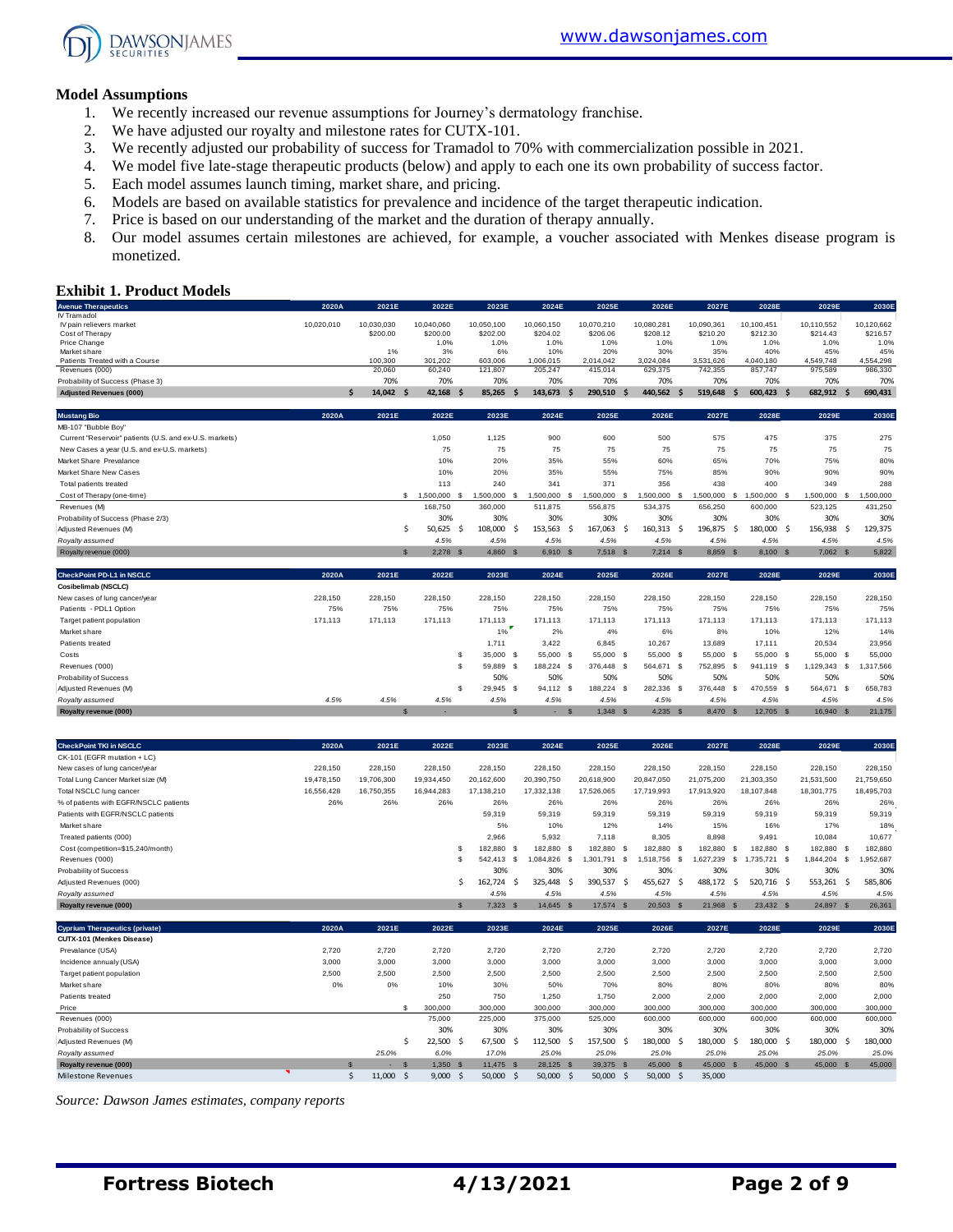## Model Assumptions

1. We recently increased our revenue assumptions for Journey's dermatology franchise.
2. We have adjusted our royalty and milestone rates for CUTX-101.
3. We recently adjusted our probability of success for Tramadol to 70% with commercialization possible in 2021.
4. We model five late-stage therapeutic products (below) and apply to each one its own probability of success factor.
5. Each model assumes launch timing, market share, and pricing.
6. Models are based on available statistics for prevalence and incidence of the target therapeutic indication.
7. Price is based on our understanding of the market and the duration of therapy annually.
8. Our model assumes certain milestones are achieved, for example, a voucher associated with Menkes disease program is monetized.

## Exhibit 1. Product Models

| Avenue Therapeutics | 2020A | 2021E | 2022E | 2023E | 2024E | 2025E | 2026E | 2027E | 2028E | 2029E | 2030E |
|---|---|---|---|---|---|---|---|---|---|---|---|
| IV Tramadol | | | | | | | | | | | |
| IV pain relievers market | 10,020,010 | 10,030,030 | 10,040,060 | 10,050,100 | 10,060,150 | 10,070,210 | 10,080,281 | 10,090,361 | 10,100,451 | 10,110,552 | 10,120,662 |
| Cost of Therapy | | $200.00 | $200.00 | $202.00 | $204.02 | $206.06 | $208.12 | $210.20 | $212.30 | $214.43 | $216.57 |
| Price Change | | | 1.0% | 1.0% | 1.0% | 1.0% | 1.0% | 1.0% | 1.0% | 1.0% | 1.0% |
| Market share | | 1% | 3% | 6% | 10% | 20% | 30% | 35% | 40% | 45% | 45% |
| Patients Treated with a Course | | 100,300 | 301,202 | 603,006 | 1,006,015 | 2,014,042 | 3,024,084 | 3,531,626 | 4,040,180 | 4,549,748 | 4,554,298 |
| Revenues (000) | | 20,060 | 60,240 | 121,807 | 205,247 | 415,014 | 629,375 | 742,355 | 857,747 | 975,589 | 986,330 |
| Probability of Success (Phase 3) | | 70% | 70% | 70% | 70% | 70% | 70% | 70% | 70% | 70% | 70% |
| **Adjusted Revenues (000)** | | **$ 14,042** | **$ 42,168** | **$ 85,265** | **$ 143,673** | **$ 290,510** | **$ 440,562** | **$ 519,648** | **$ 600,423** | **$ 682,912** | **$ 690,431** |

| Mustang Bio | 2020A | 2021E | 2022E | 2023E | 2024E | 2025E | 2026E | 2027E | 2028E | 2029E | 2030E |
|---|---|---|---|---|---|---|---|---|---|---|---|
| MB-107 "Bubble Boy" | | | | | | | | | | | |
| Current "Reservoir" patients (U.S. and ex-U.S. markets) | | | 1,050 | 1,125 | 900 | 600 | 500 | 575 | 475 | 375 | 275 |
| New Cases a year (U.S. and ex-U.S. markets) | | | 75 | 75 | 75 | 75 | 75 | 75 | 75 | 75 | 75 |
| Market Share Prevalance | | | 10% | 20% | 35% | 55% | 60% | 65% | 70% | 75% | 80% |
| Market Share New Cases | | | 10% | 20% | 35% | 55% | 75% | 85% | 90% | 90% | 90% |
| Total patients treated | | | 113 | 240 | 341 | 371 | 356 | 438 | 400 | 349 | 288 |
| Cost of Therapy (one-time) | | | $ 1,500,000 | $ 1,500,000 | $ 1,500,000 | $ 1,500,000 | $ 1,500,000 | $ 1,500,000 | $ 1,500,000 | $ 1,500,000 | $ 1,500,000 |
| Revenues (M) | | | 168,750 | 360,000 | 511,875 | 556,875 | 534,375 | 656,250 | 600,000 | 523,125 | 431,250 |
| Probability of Success (Phase 2/3) | | | 30% | 30% | 30% | 30% | 30% | 30% | 30% | 30% | 30% |
| Adjusted Revenues (M) | | | $ 50,625 | $ 108,000 | $ 153,563 | $ 167,063 | $ 160,313 | $ 196,875 | $ 180,000 | $ 156,938 | $ 129,375 |
| *Royalty assumed* | | | *4.5%* | *4.5%* | *4.5%* | *4.5%* | *4.5%* | *4.5%* | *4.5%* | *4.5%* | *4.5%* |
| Royalty revenue (000) | | | $ 2,278 | $ 4,860 | $ 6,910 | $ 7,518 | $ 7,214 | $ 8,859 | $ 8,100 | $ 7,062 | $ 5,822 |

| CheckPoint PD-L1 in NSCLC | 2020A | 2021E | 2022E | 2023E | 2024E | 2025E | 2026E | 2027E | 2028E | 2029E | 2030E |
|---|---|---|---|---|---|---|---|---|---|---|---|
| **Cosibelimab (NSCLC)** | | | | | | | | | | | |
| New cases of lung cancer/year | 228,150 | 228,150 | 228,150 | 228,150 | 228,150 | 228,150 | 228,150 | 228,150 | 228,150 | 228,150 | 228,150 |
| Patients - PDL1 Option | 75% | 75% | 75% | 75% | 75% | 75% | 75% | 75% | 75% | 75% | 75% |
| Target patient population | 171,113 | 171,113 | 171,113 | 171,113 | 171,113 | 171,113 | 171,113 | 171,113 | 171,113 | 171,113 | 171,113 |
| Market share | | | | 1% | 2% | 4% | 6% | 8% | 10% | 12% | 14% |
| Patients treated | | | | 1,711 | 3,422 | 6,845 | 10,267 | 13,689 | 17,111 | 20,534 | 23,956 |
| Costs | | | | $ 35,000 | $ 55,000 | $ 55,000 | $ 55,000 | $ 55,000 | $ 55,000 | $ 55,000 | $ 55,000 |
| Revenues ('000) | | | | $ 59,889 | $ 188,224 | $ 376,448 | $ 564,671 | $ 752,895 | $ 941,119 | $ 1,129,343 | $ 1,317,566 |
| Probability of Success | | | | 50% | 50% | 50% | 50% | 50% | 50% | 50% | 50% |
| Adjusted Revenues (M) | | | | $ 29,945 | $ 94,112 | $ 188,224 | $ 282,336 | $ 376,448 | $ 470,559 | $ 564,671 | $ 658,783 |
| *Royalty assumed* | *4.5%* | *4.5%* | *4.5%* | *4.5%* | *4.5%* | *4.5%* | *4.5%* | *4.5%* | *4.5%* | *4.5%* | *4.5%* |
| **Royalty revenue (000)** | | $ - | | $ - | $ 1,348 | $ 4,235 | $ 8,470 | $ 12,705 | $ 16,940 | $ 21,175 | |

| CheckPoint TKI in NSCLC | 2020A | 2021E | 2022E | 2023E | 2024E | 2025E | 2026E | 2027E | 2028E | 2029E | 2030E |
|---|---|---|---|---|---|---|---|---|---|---|---|
| CK-101 (EGFR mutation + LC) | | | | | | | | | | | |
| New cases of lung cancer/year | 228,150 | 228,150 | 228,150 | 228,150 | 228,150 | 228,150 | 228,150 | 228,150 | 228,150 | 228,150 | 228,150 |
| Total Lung Cancer Market size (M) | 19,478,150 | 19,706,300 | 19,934,450 | 20,162,600 | 20,390,750 | 20,618,900 | 20,847,050 | 21,075,200 | 21,303,350 | 21,531,500 | 21,759,650 |
| Total NSCLC lung cancer | 16,556,428 | 16,750,355 | 16,944,283 | 17,138,210 | 17,332,138 | 17,526,065 | 17,719,993 | 17,913,920 | 18,107,848 | 18,301,775 | 18,495,703 |
| % of patients with EGFR/NSCLC patients | 26% | 26% | 26% | 26% | 26% | 26% | 26% | 26% | 26% | 26% | 26% |
| Patients with EGFR/NSCLC patients | | | | 59,319 | 59,319 | 59,319 | 59,319 | 59,319 | 59,319 | 59,319 | 59,319 |
| Market share | | | | 5% | 10% | 12% | 14% | 15% | 16% | 17% | 18% |
| Treated patients (000) | | | | 2,966 | 5,932 | 7,118 | 8,305 | 8,898 | 9,491 | 10,084 | 10,677 |
| Cost (competition=$15,240/month) | | | | $ 182,880 | $ 182,880 | $ 182,880 | $ 182,880 | $ 182,880 | $ 182,880 | $ 182,880 | 182,880 |
| Revenues ('000) | | | | $ 542,413 | $ 1,084,826 | $ 1,301,791 | $ 1,518,756 | $ 1,627,239 | $ 1,735,721 | $ 1,844,204 | $ 1,952,687 |
| Probability of Success | | | | 30% | 30% | 30% | 30% | 30% | 30% | 30% | 30% |
| Adjusted Revenues (000) | | | | $ 162,724 | $ 325,448 | $ 390,537 | $ 455,627 | $ 488,172 | $ 520,716 | $ 553,261 | $ 585,806 |
| *Royalty assumed* | | | | *4.5%* | *4.5%* | *4.5%* | *4.5%* | *4.5%* | *4.5%* | *4.5%* | *4.5%* |
| **Royalty revenue (000)** | | | | $ 7,323 | $ 14,645 | $ 17,574 | $ 20,503 | $ 21,968 | $ 23,432 | $ 24,897 | $ 26,361 |

| Cyprium Therapeutics (private) | 2020A | 2021E | 2022E | 2023E | 2024E | 2025E | 2026E | 2027E | 2028E | 2029E | 2030E |
|---|---|---|---|---|---|---|---|---|---|---|---|
| **CUTX-101 (Menkes Disease)** | | | | | | | | | | | |
| Prevalance (USA) | 2,720 | 2,720 | 2,720 | 2,720 | 2,720 | 2,720 | 2,720 | 2,720 | 2,720 | 2,720 | 2,720 |
| Incidence annualy (USA) | 3,000 | 3,000 | 3,000 | 3,000 | 3,000 | 3,000 | 3,000 | 3,000 | 3,000 | 3,000 | 3,000 |
| Target patient population | 2,500 | 2,500 | 2,500 | 2,500 | 2,500 | 2,500 | 2,500 | 2,500 | 2,500 | 2,500 | 2,500 |
| Market share | 0% | 0% | 10% | 30% | 50% | 70% | 80% | 80% | 80% | 80% | 80% |
| Patients treated | | | 250 | 750 | 1,250 | 1,750 | 2,000 | 2,000 | 2,000 | 2,000 | 2,000 |
| Price | | | $ 300,000 | 300,000 | 300,000 | 300,000 | 300,000 | 300,000 | 300,000 | 300,000 | 300,000 |
| Revenues (000) | | | 75,000 | 225,000 | 375,000 | 525,000 | 600,000 | 600,000 | 600,000 | 600,000 | 600,000 |
| Probability of Success | | | 30% | 30% | 30% | 30% | 30% | 30% | 30% | 30% | 30% |
| Adjusted Revenues (M) | | | $ 22,500 | $ 67,500 | $ 112,500 | $ 157,500 | $ 180,000 | $ 180,000 | $ 180,000 | $ 180,000 | $ 180,000 |
| *Royalty assumed* | | *25.0%* | *6.0%* | *17.0%* | *25.0%* | *25.0%* | *25.0%* | *25.0%* | *25.0%* | *25.0%* | *25.0%* |
| **Royalty revenue (000)** | | $ - | $ 1,350 | $ 11,475 | $ 28,125 | $ 39,375 | $ 45,000 | $ 45,000 | $ 45,000 | $ 45,000 | $ 45,000 |
| Milestone Revenues | | $ 11,000 | $ 9,000 | $ 50,000 | $ 50,000 | $ 50,000 | $ 50,000 | 35,000 | | | |

*Source: Dawson James estimates, company reports*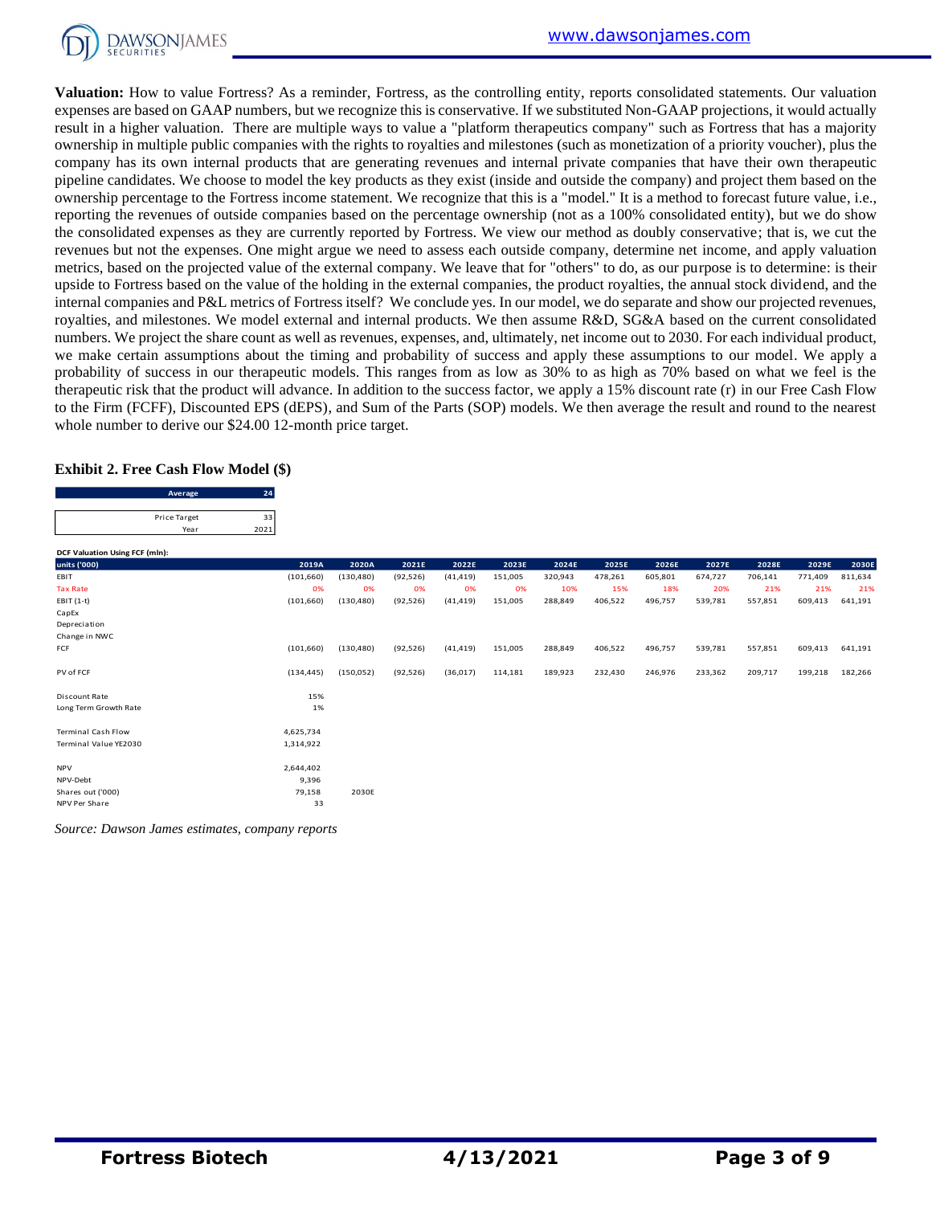**Valuation:** How to value Fortress? As a reminder, Fortress, as the controlling entity, reports consolidated statements. Our valuation expenses are based on GAAP numbers, but we recognize this is conservative. If we substituted Non-GAAP projections, it would actually result in a higher valuation. There are multiple ways to value a "platform therapeutics company" such as Fortress that has a majority ownership in multiple public companies with the rights to royalties and milestones (such as monetization of a priority voucher), plus the company has its own internal products that are generating revenues and internal private companies that have their own therapeutic pipeline candidates. We choose to model the key products as they exist (inside and outside the company) and project them based on the ownership percentage to the Fortress income statement. We recognize that this is a "model." It is a method to forecast future value, i.e., reporting the revenues of outside companies based on the percentage ownership (not as a 100% consolidated entity), but we do show the consolidated expenses as they are currently reported by Fortress. We view our method as doubly conservative; that is, we cut the revenues but not the expenses. One might argue we need to assess each outside company, determine net income, and apply valuation metrics, based on the projected value of the external company. We leave that for "others" to do, as our purpose is to determine: is their upside to Fortress based on the value of the holding in the external companies, the product royalties, the annual stock dividend, and the internal companies and P&L metrics of Fortress itself? We conclude yes. In our model, we do separate and show our projected revenues, royalties, and milestones. We model external and internal products. We then assume R&D, SG&A based on the current consolidated numbers. We project the share count as well as revenues, expenses, and, ultimately, net income out to 2030. For each individual product, we make certain assumptions about the timing and probability of success and apply these assumptions to our model. We apply a probability of success in our therapeutic models. This ranges from as low as 30% to as high as 70% based on what we feel is the therapeutic risk that the product will advance. In addition to the success factor, we apply a 15% discount rate (r) in our Free Cash Flow to the Firm (FCFF), Discounted EPS (dEPS), and Sum of the Parts (SOP) models. We then average the result and round to the nearest whole number to derive our $24.00 12-month price target.

### Exhibit 2. Free Cash Flow Model ($)

| Average | 24 |
|---|---|
| Price Target | 33 |
| Year | 2021 |

**DCF Valuation Using FCF (mln):**

| units ('000) | 2019A | 2020A | 2021E | 2022E | 2023E | 2024E | 2025E | 2026E | 2027E | 2028E | 2029E | 2030E |
|---|---|---|---|---|---|---|---|---|---|---|---|---|
| EBIT | (101,660) | (130,480) | (92,526) | (41,419) | 151,005 | 320,943 | 478,261 | 605,801 | 674,727 | 706,141 | 771,409 | 811,634 |
| Tax Rate | 0% | 0% | 0% | 0% | 0% | 10% | 15% | 18% | 20% | 21% | 21% | 21% |
| EBIT (1-t) | (101,660) | (130,480) | (92,526) | (41,419) | 151,005 | 288,849 | 406,522 | 496,757 | 539,781 | 557,851 | 609,413 | 641,191 |
| CapEx | | | | | | | | | | | | |
| Depreciation | | | | | | | | | | | | |
| Change in NWC | | | | | | | | | | | | |
| FCF | (101,660) | (130,480) | (92,526) | (41,419) | 151,005 | 288,849 | 406,522 | 496,757 | 539,781 | 557,851 | 609,413 | 641,191 |
| | | | | | | | | | | | | |
| PV of FCF | (134,445) | (150,052) | (92,526) | (36,017) | 114,181 | 189,923 | 232,430 | 246,976 | 233,362 | 209,717 | 199,218 | 182,266 |
| | | | | | | | | | | | | |
| Discount Rate | 15% | | | | | | | | | | | |
| Long Term Growth Rate | 1% | | | | | | | | | | | |
| | | | | | | | | | | | | |
| Terminal Cash Flow | 4,625,734 | | | | | | | | | | | |
| Terminal Value YE2030 | 1,314,922 | | | | | | | | | | | |
| | | | | | | | | | | | | |
| NPV | 2,644,402 | | | | | | | | | | | |
| NPV-Debt | 9,396 | | | | | | | | | | | |
| Shares out ('000) | 79,158 | 2030E | | | | | | | | | | |
| NPV Per Share | 33 | | | | | | | | | | | |

*Source: Dawson James estimates, company reports*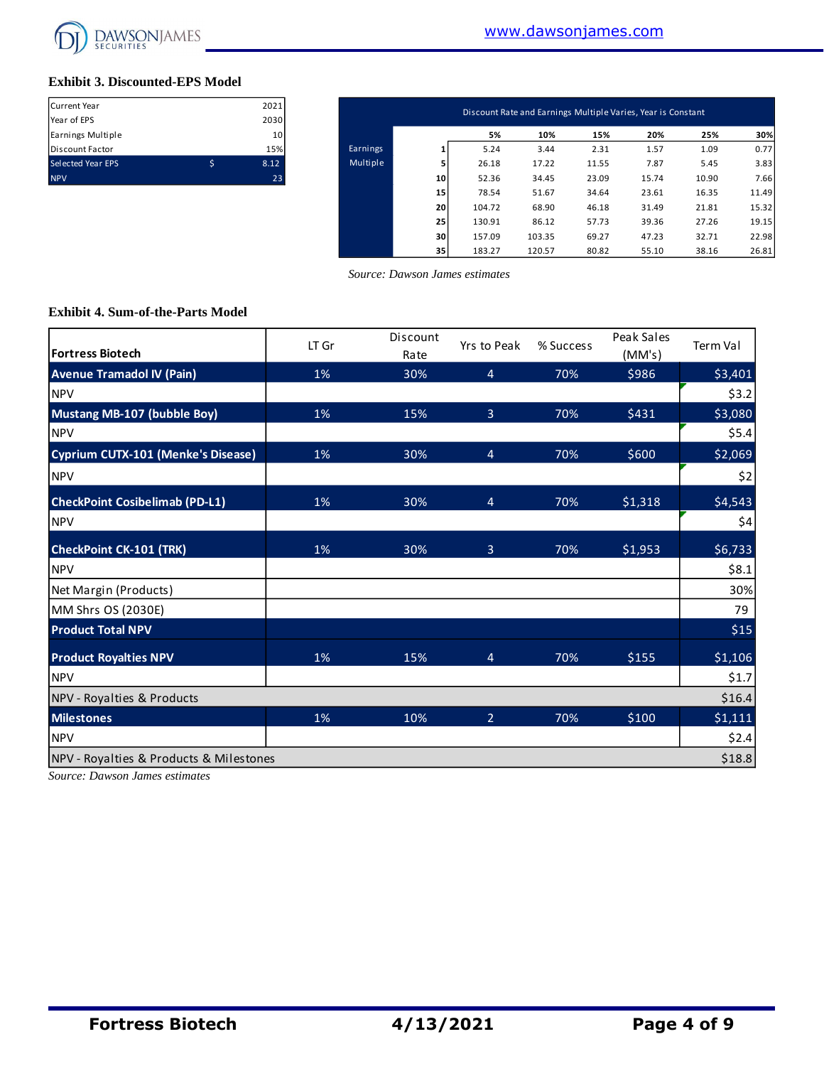**Exhibit 3. Discounted-EPS Model**

| | | |
|---|---|---|
| Current Year | | 2021 |
| Year of EPS | | 2030 |
| Earnings Multiple | | 10 |
| Discount Factor | | 15% |
| Selected Year EPS | $ | 8.12 |
| NPV | | 23 |

| Discount Rate and Earnings Multiple Varies, Year is Constant | | | | | | | |
|---|---|---|---|---|---|---|---|
| | | 5% | 10% | 15% | 20% | 25% | 30% |
| Earnings Multiple | 1 | 5.24 | 3.44 | 2.31 | 1.57 | 1.09 | 0.77 |
| | 5 | 26.18 | 17.22 | 11.55 | 7.87 | 5.45 | 3.83 |
| | 10 | 52.36 | 34.45 | 23.09 | 15.74 | 10.90 | 7.66 |
| | 15 | 78.54 | 51.67 | 34.64 | 23.61 | 16.35 | 11.49 |
| | 20 | 104.72 | 68.90 | 46.18 | 31.49 | 21.81 | 15.32 |
| | 25 | 130.91 | 86.12 | 57.73 | 39.36 | 27.26 | 19.15 |
| | 30 | 157.09 | 103.35 | 69.27 | 47.23 | 32.71 | 22.98 |
| | 35 | 183.27 | 120.57 | 80.82 | 55.10 | 38.16 | 26.81 |

*Source: Dawson James estimates*

**Exhibit 4. Sum-of-the-Parts Model**

| Fortress Biotech | LT Gr | Discount Rate | Yrs to Peak | % Success | Peak Sales (MM's) | Term Val |
|---|---|---|---|---|---|---|
| **Avenue Tramadol IV (Pain)** | 1% | 30% | 4 | 70% | $986 | $3,401 |
| NPV | | | | | | $3.2 |
| **Mustang MB-107 (bubble Boy)** | 1% | 15% | 3 | 70% | $431 | $3,080 |
| NPV | | | | | | $5.4 |
| **Cyprium CUTX-101 (Menke's Disease)** | 1% | 30% | 4 | 70% | $600 | $2,069 |
| NPV | | | | | | $2 |
| **CheckPoint Cosibelimab (PD-L1)** | 1% | 30% | 4 | 70% | $1,318 | $4,543 |
| NPV | | | | | | $4 |
| **CheckPoint CK-101 (TRK)** | 1% | 30% | 3 | 70% | $1,953 | $6,733 |
| NPV | | | | | | $8.1 |
| Net Margin (Products) | | | | | | 30% |
| MM Shrs OS (2030E) | | | | | | 79 |
| **Product Total NPV** | | | | | | $15 |
| **Product Royalties NPV** | 1% | 15% | 4 | 70% | $155 | $1,106 |
| NPV | | | | | | $1.7 |
| NPV - Royalties & Products | | | | | | $16.4 |
| **Milestones** | 1% | 10% | 2 | 70% | $100 | $1,111 |
| NPV | | | | | | $2.4 |
| NPV - Royalties & Products & Milestones | | | | | | $18.8 |

*Source: Dawson James estimates*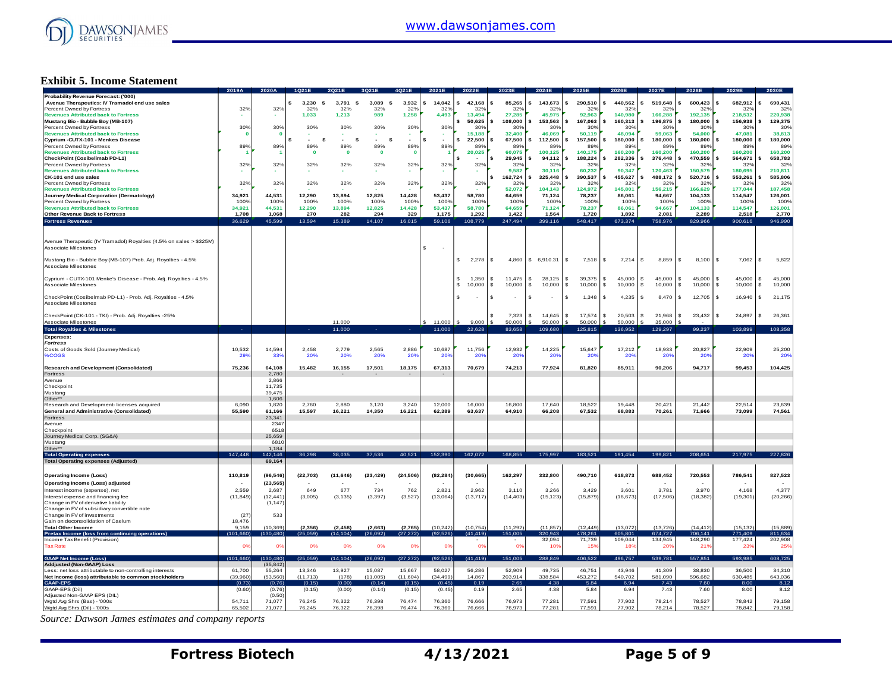## Exhibit 5. Income Statement

| | 2019A | 2020A | 1Q21E | 2Q21E | 3Q21E | 4Q21E | 2021E | 2022E | 2023E | 2024E | 2025E | 2026E | 2027E | 2028E | 2029E | 2030E |
|---|---|---|---|---|---|---|---|---|---|---|---|---|---|---|---|---|
| **Probability Revenue Forecast: ('000)** | | | | | | | | | | | | | | | | |
| **Avenue Therapeutics: IV Tramadol end use sales** | | | $ 3,230 | $ 3,791 | $ 3,089 | $ 3,932 | $ 14,042 | $ 42,168 | $ 85,265 | $ 143,673 | $ 290,510 | $ 440,562 | $ 519,648 | $ 600,423 | $ 682,912 | $ 690,431 |
| Percent Owned by Fortress | 32% | 32% | 32% | 32% | 32% | 32% | 32% | 32% | 32% | 32% | 32% | 32% | 32% | 32% | 32% | 32% |
| Revenues Attributed back to Fortress | - | - | 1,033 | 1,213 | 989 | 1,258 | 4,493 | 13,494 | 27,285 | 45,975 | 92,963 | 140,980 | 166,288 | 192,135 | 218,532 | 220,938 |
| **Mustang Bio - Bubble Boy (MB-107)** | | | | | | | | $ 50,625 | $ 108,000 | $ 153,563 | $ 167,063 | $ 160,313 | $ 196,875 | $ 180,000 | $ 156,938 | $ 129,375 |
| Percent Owned by Fortress | 30% | 30% | 30% | 30% | 30% | 30% | 30% | 30% | 30% | 30% | 30% | 30% | 30% | 30% | 30% | 30% |
| Revenues Attributed back to Fortress | 0 | 0 | - | - | - | - | - | 15,188 | 32,400 | 46,069 | 50,119 | 48,094 | 59,063 | 54,000 | 47,081 | 38,813 |
| **Cyprium -CUTX-101 - Menkes Disease** | | | $ - | $ - | $ - | $ - | $ - | $ 22,500 | $ 67,500 | $ 112,500 | $ 157,500 | $ 180,000 | $ 180,000 | $ 180,000 | $ 180,000 | $ 180,000 |
| Percent Owned by Fortress | 89% | 89% | 89% | 89% | 89% | 89% | 89% | 89% | 89% | 89% | 89% | 89% | 89% | 89% | 89% | 89% |
| Revenues Attributed back to Fortress | 1 | 1 | 0 | 0 | 0 | 0 | 1 | 20,025 | 60,075 | 100,125 | 140,175 | 160,200 | 160,200 | 160,200 | 160,200 | 160,200 |
| **CheckPoint (Cosibelimab PD-L1)** | | | | | | | | $ - | $ 29,945 | $ 94,112 | $ 188,224 | $ 282,336 | $ 376,448 | $ 470,559 | $ 564,671 | $ 658,783 |
| Percent Owned by Fortress | 32% | 32% | 32% | 32% | 32% | 32% | 32% | 32% | 32% | 32% | 32% | 32% | 32% | 32% | 32% | 32% |
| Revenues Attributed back to Fortress | - | - | - | - | - | - | - | - | 9,582 | 30,116 | 60,232 | 90,347 | 120,463 | 150,579 | 180,695 | 210,811 |
| **CK-101 end use sales** | | | | | | | | | $ 162,724 | $ 325,448 | $ 390,537 | $ 455,627 | $ 488,172 | $ 520,716 | $ 553,261 | $ 585,806 |
| Percent Owned by Fortress | 32% | 32% | 32% | 32% | 32% | 32% | 32% | 32% | 32% | 32% | 32% | 32% | 32% | 32% | 32% | 32% |
| Revenues Attributed back to Fortress | - | - | - | - | - | - | - | - | 52,072 | 104,143 | 124,972 | 145,801 | 156,215 | 166,629 | 177,044 | 187,458 |
| **Journey Medical Corporation (Dermatology)** | 34,921 | 44,531 | 12,290 | 13,894 | 12,825 | 14,428 | 53,437 | 58,780 | 64,659 | 71,124 | 78,237 | 86,061 | 94,667 | 104,133 | 114,547 | 126,001 |
| Percent Owned by Fortress | 100% | 100% | 100% | 100% | 100% | 100% | 100% | 100% | 100% | 100% | 100% | 100% | 100% | 100% | 100% | 100% |
| Revenues Attributed back to Fortress | 34,921 | 44,531 | 12,290 | 13,894 | 12,825 | 14,428 | 53,437 | 58,780 | 64,659 | 71,124 | 78,237 | 86,061 | 94,667 | 104,133 | 114,547 | 126,001 |
| **Other Revenue Back to Fortress** | 1,708 | 1,068 | 270 | 282 | 294 | 329 | 1,175 | 1,292 | 1,422 | 1,564 | 1,720 | 1,892 | 2,081 | 2,289 | 2,518 | 2,770 |
| **Fortress Revenues** | 36,629 | 45,599 | 13,594 | 15,389 | 14,107 | 16,015 | 59,106 | 108,779 | 247,494 | 399,116 | 548,417 | 673,374 | 758,976 | 829,966 | 900,616 | 946,990 |
| | | | | | | | | | | | | | | | | |
| Avenue Therapeutic (IV Tramadol) Royalties (4.5% on sales > $325M) | | | | | | | | | | | | | | | | |
| Associate Milestones | | | | | | | $ - | | | | | | | | | |
| Mustang Bio - Bubble Boy (MB-107) Prob. Adj. Royalties - 4.5% | | | | | | | | $ 2,278 | $ 4,860 | $ 6,910.31 | $ 7,518 | $ 7,214 | $ 8,859 | $ 8,100 | $ 7,062 | $ 5,822 |
| Associate Milestones | | | | | | | | | | | | | | | | |
| Cyprium - CUTX-101 Menke's Disease - Prob. Adj. Royalties - 4.5% | | | | | | | | $ 1,350 | $ 11,475 | $ 28,125 | $ 39,375 | $ 45,000 | $ 45,000 | $ 45,000 | $ 45,000 | $ 45,000 |
| Associate Milestones | | | | | | | | $ 10,000 | $ 10,000 | $ 10,000 | $ 10,000 | $ 10,000 | $ 10,000 | $ 10,000 | $ 10,000 | $ 10,000 |
| CheckPoint (Cosibelimab PD-L1) - Prob. Adj. Royalties - 4.5% | | | | | | | | $ - | $ - | $ - | $ 1,348 | $ 4,235 | $ 8,470 | $ 12,705 | $ 16,940 | $ 21,175 |
| Associate Milestones | | | | | | | | | | | | | | | | |
| CheckPoint (CK-101 - TKI) - Prob. Adj. Royalties -25% | | | | | | | | | $ 7,323 | $ 14,645 | $ 17,574 | $ 20,503 | $ 21,968 | $ 23,432 | $ 24,897 | $ 26,361 |
| Associate Milestones | | | | 11,000 | | | $ 11,000 | $ 9,000 | $ 50,000 | $ 50,000 | $ 50,000 | $ 50,000 | $ 35,000 | $ - | | |
| **Total Royalties & Milestones** | - | | - | 11,000 | - | - | 11,000 | 22,628 | 83,658 | 109,680 | 125,815 | 136,952 | 129,297 | 99,237 | 103,899 | 108,358 |
| **Expenses:** | | | | | | | | | | | | | | | | |
| ***Fortress*** | | | | | | | | | | | | | | | | |
| Costs of Goods Sold (Journey Medical) | 10,532 | 14,594 | 2,458 | 2,779 | 2,565 | 2,886 | 10,687 | 11,756 | 12,932 | 14,225 | 15,647 | 17,212 | 18,933 | 20,827 | 22,909 | 25,200 |
| %COGS | 29% | 33% | 20% | 20% | 20% | 20% | 20% | 20% | 20% | 20% | 20% | 20% | 20% | 20% | 20% | 20% |
| **Research and Development (Consolidated)** | 75,236 | 64,108 | 15,482 | 16,155 | 17,501 | 18,175 | 67,313 | 70,679 | 74,213 | 77,924 | 81,820 | 85,911 | 90,206 | 94,717 | 99,453 | 104,425 |
| Fortress | | 2,780 | - | - | - | - | - | | | | | | | | | |
| Avenue | | 2,866 | | | | | | | | | | | | | | |
| Checkpoint | | 11,735 | | | | | | | | | | | | | | |
| Mustang | | 39,475 | | | | | | | | | | | | | | |
| Other** | | 1,606 | | | | | | | | | | | | | | |
| Research and Development- licenses acquired | 6,090 | 1,820 | 2,760 | 2,880 | 3,120 | 3,240 | 12,000 | 16,000 | 16,800 | 17,640 | 18,522 | 19,448 | 20,421 | 21,442 | 22,514 | 23,639 |
| **General and Administrative (Consolidated)** | 55,590 | 61,166 | 15,597 | 16,221 | 14,350 | 16,221 | 62,389 | 63,637 | 64,910 | 66,208 | 67,532 | 68,883 | 70,261 | 71,666 | 73,099 | 74,561 |
| Fortress | | 23,341 | | | | | | | | | | | | | | |
| Avenue | | 2347 | | | | | | | | | | | | | | |
| Checkpoint | | 6518 | | | | | | | | | | | | | | |
| Journey Medical Corp. (SG&A) | | 25,659 | | | | | | | | | | | | | | |
| Mustang | | 6810 | | | | | | | | | | | | | | |
| Other** | | 1,184 | | | | | | | | | | | | | | |
| **Total Operating expenses** | 147,448 | 142,146 | 36,298 | 38,035 | 37,536 | 40,521 | 152,390 | 162,072 | 168,855 | 175,997 | 183,521 | 191,454 | 199,821 | 208,651 | 217,975 | 227,826 |
| **Total Operating expenses (Adjusted)** | | 69,164 | | | | | | | | | | | | | | |
| | | | | | | | | | | | | | | | | |
| **Operating Income (Loss)** | 110,819 | (96,546) | (22,703) | (11,646) | (23,429) | (24,506) | (82,284) | (30,665) | 162,297 | 332,800 | 490,710 | 618,873 | 688,452 | 720,553 | 786,541 | 827,523 |
| **Operating Income (Loss) adjusted** | | (23,565) | - | - | - | - | - | - | - | - | - | - | - | - | - | - |
| Interest income (expense), net | 2,559 | 2,687 | 649 | 677 | 734 | 762 | 2,821 | 2,962 | 3,110 | 3,266 | 3,429 | 3,601 | 3,781 | 3,970 | 4,168 | 4,377 |
| Interest expense and financing fee | (11,849) | (12,441) | (3,005) | (3,135) | (3,397) | (3,527) | (13,064) | (13,717) | (14,403) | (15,123) | (15,879) | (16,673) | (17,506) | (18,382) | (19,301) | (20,266) |
| Change in FV of derivative liability | | (1,147) | | | | | | | | | | | | | | |
| Change in FV of subsidiary convertible note | | | | | | | | | | | | | | | | |
| Change in FV of investments | (27) | 533 | | | | | | | | | | | | | | |
| Gain on deconsolidation of Caelum | 18,476 | | | | | | | | | | | | | | | |
| **Total Other Income** | 9,159 | (10,369) | (2,356) | (2,458) | (2,663) | (2,765) | (10,242) | (10,754) | (11,292) | (11,857) | (12,449) | (13,072) | (13,726) | (14,412) | (15,132) | (15,889) |
| **Pretax Income (loss from continuing operations)** | (101,660) | (130,480) | (25,059) | (14,104) | (26,092) | (27,272) | (92,526) | (41,419) | 151,005 | 320,943 | 478,261 | 605,801 | 674,727 | 706,141 | 771,409 | 811,634 |
| Income Tax Benefit (Provision) | | | | | | | | | - | 32,094 | 71,739 | 109,044 | 134,945 | 148,290 | 177,424 | 202,908 |
| Tax Rate | 0% | 0% | 0% | 0% | 0% | 0% | 0% | 0% | 0% | 10% | 15% | 18% | 20% | 21% | 23% | 25% |
| | | | | | | | | | | | | | | | | |
| **GAAP Net Income (Loss)** | (101,660) | (130,480) | (25,059) | (14,104) | (26,092) | (27,272) | (92,526) | (41,419) | 151,005 | 288,849 | 406,522 | 496,757 | 539,781 | 557,851 | 593,985 | 608,725 |
| **Addjusted (Non-GAAP) Loss** | | (35,842) | | | | | | | | | | | | | | |
| Less: net loss attributable to non-controlling interests | 61,700 | 55,264 | 13,346 | 13,927 | 15,087 | 15,667 | 58,027 | 56,286 | 52,909 | 49,735 | 46,751 | 43,946 | 41,309 | 38,830 | 36,500 | 34,310 |
| **Net Income (loss) attributable to common stockholders** | (39,960) | (53,560) | (11,713) | (178) | (11,005) | (11,604) | (34,499) | 14,867 | 203,914 | 338,584 | 453,272 | 540,702 | 581,090 | 596,682 | 630,485 | 643,036 |
| **GAAP-EPS** | (0.73) | (0.76) | (0.15) | (0.00) | (0.14) | (0.15) | (0.45) | 0.19 | 2.65 | 4.38 | 5.84 | 6.94 | 7.43 | 7.60 | 8.00 | 8.12 |
| GAAP-EPS (Dil) | (0.60) | (0.76) | (0.15) | (0.00) | (0.14) | (0.15) | (0.45) | 0.19 | 2.65 | 4.38 | 5.84 | 6.94 | 7.43 | 7.60 | 8.00 | 8.12 |
| Adjusted Non-GAAP EPS (DIL) | | (0.50) | | | | | | | | | | | | | | |
| Wgtd Avg Shrs (Bas) - '000s | 54,711 | 71,077 | 76,245 | 76,322 | 76,398 | 76,474 | 76,360 | 76,666 | 76,973 | 77,281 | 77,591 | 77,902 | 78,214 | 78,527 | 78,842 | 79,158 |
| Wgtd Avg Shrs (Dil) - '000s | 65,502 | 71,077 | 76,245 | 76,322 | 76,398 | 76,474 | 76,360 | 76,666 | 76,973 | 77,281 | 77,591 | 77,902 | 78,214 | 78,527 | 78,842 | 79,158 |

*Source: Dawson James estimates and company reports*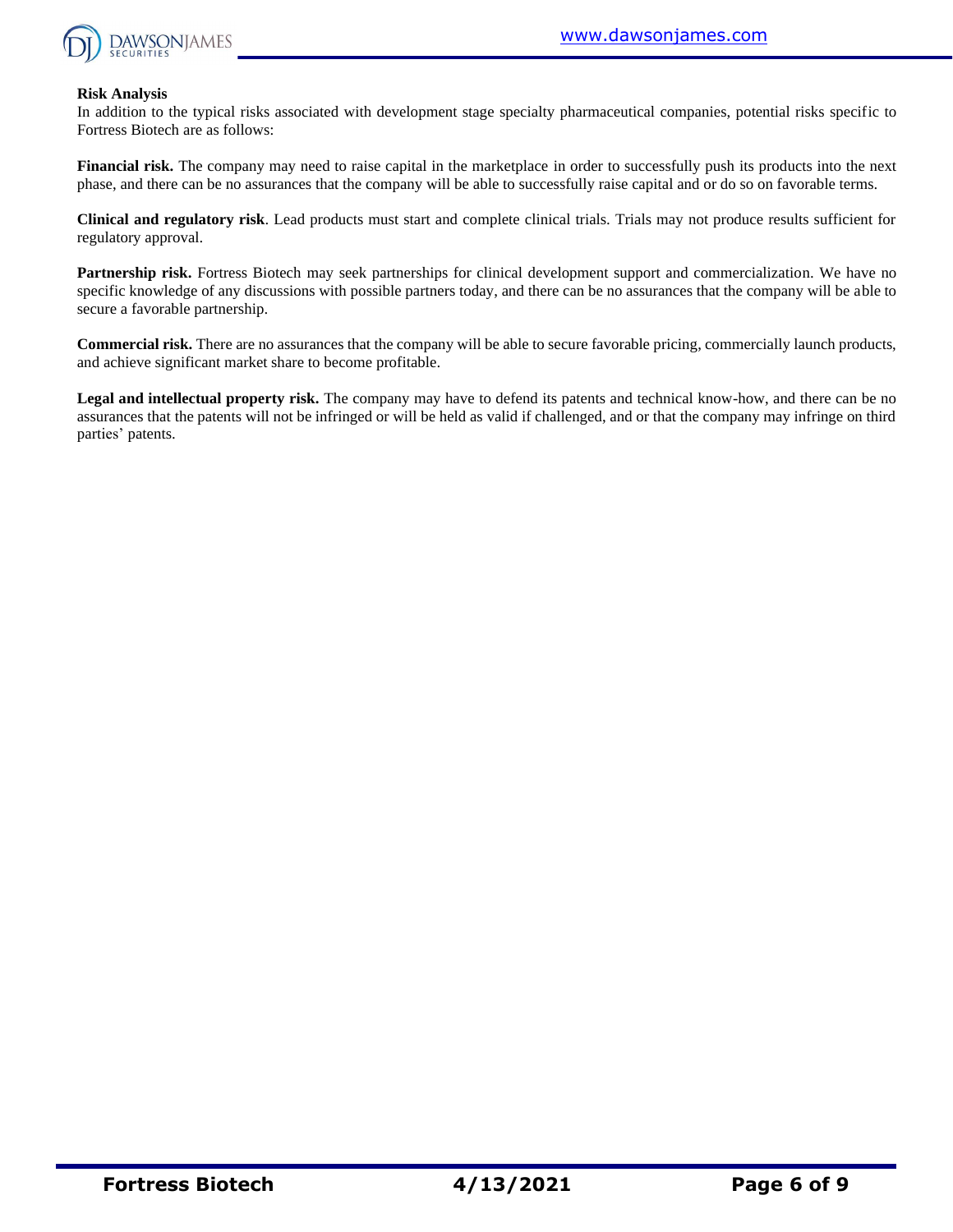**Risk Analysis**

In addition to the typical risks associated with development stage specialty pharmaceutical companies, potential risks specific to Fortress Biotech are as follows:

**Financial risk.** The company may need to raise capital in the marketplace in order to successfully push its products into the next phase, and there can be no assurances that the company will be able to successfully raise capital and or do so on favorable terms.

**Clinical and regulatory risk**. Lead products must start and complete clinical trials. Trials may not produce results sufficient for regulatory approval.

**Partnership risk.** Fortress Biotech may seek partnerships for clinical development support and commercialization. We have no specific knowledge of any discussions with possible partners today, and there can be no assurances that the company will be able to secure a favorable partnership.

**Commercial risk.** There are no assurances that the company will be able to secure favorable pricing, commercially launch products, and achieve significant market share to become profitable.

**Legal and intellectual property risk.** The company may have to defend its patents and technical know-how, and there can be no assurances that the patents will not be infringed or will be held as valid if challenged, and or that the company may infringe on third parties' patents.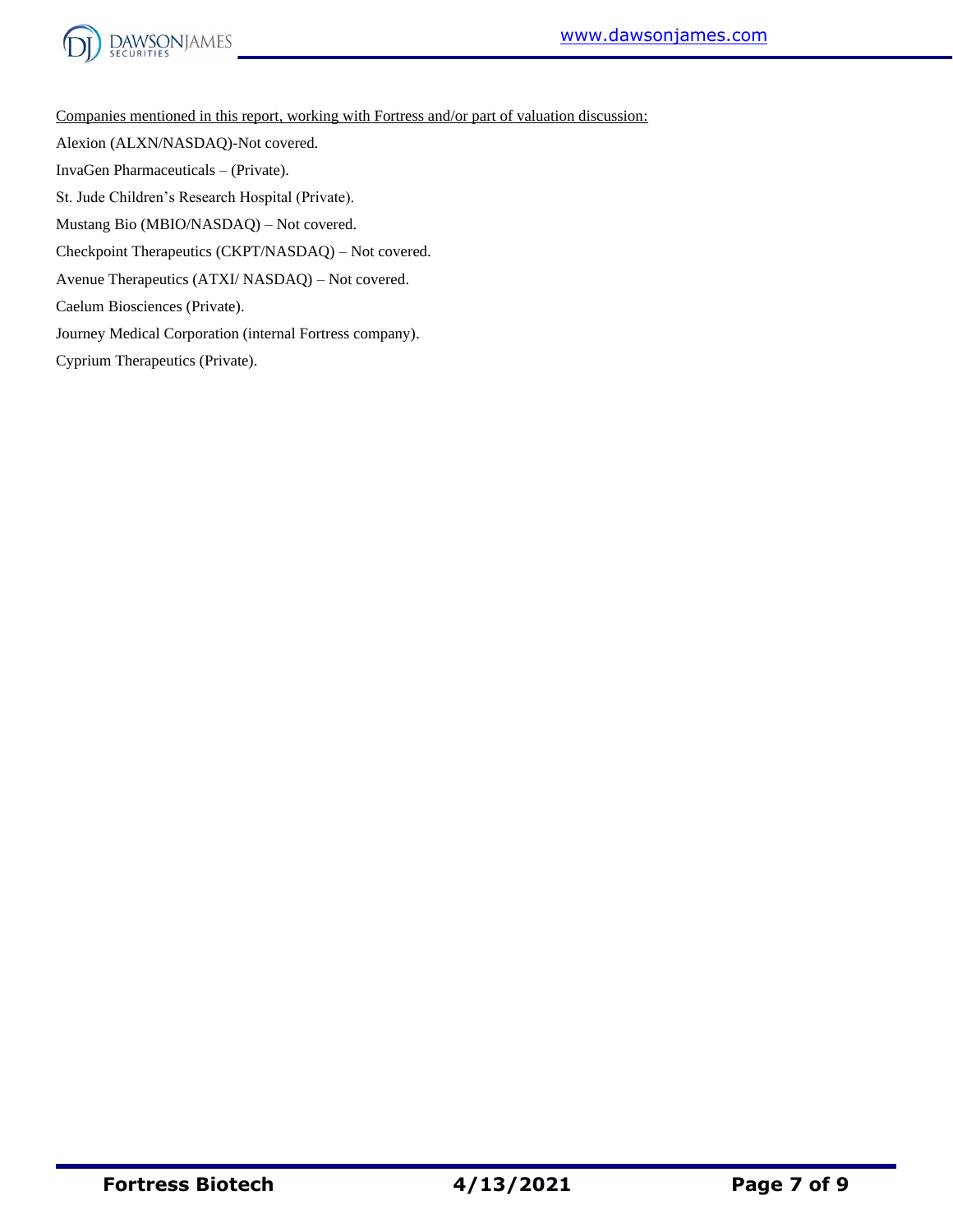<u>Companies mentioned in this report, working with Fortress and/or part of valuation discussion:</u>

Alexion (ALXN/NASDAQ)-Not covered.

InvaGen Pharmaceuticals – (Private).

St. Jude Children's Research Hospital (Private).

Mustang Bio (MBIO/NASDAQ) – Not covered.

Checkpoint Therapeutics (CKPT/NASDAQ) – Not covered.

Avenue Therapeutics (ATXI/ NASDAQ) – Not covered.

Caelum Biosciences (Private).

Journey Medical Corporation (internal Fortress company).

Cyprium Therapeutics (Private).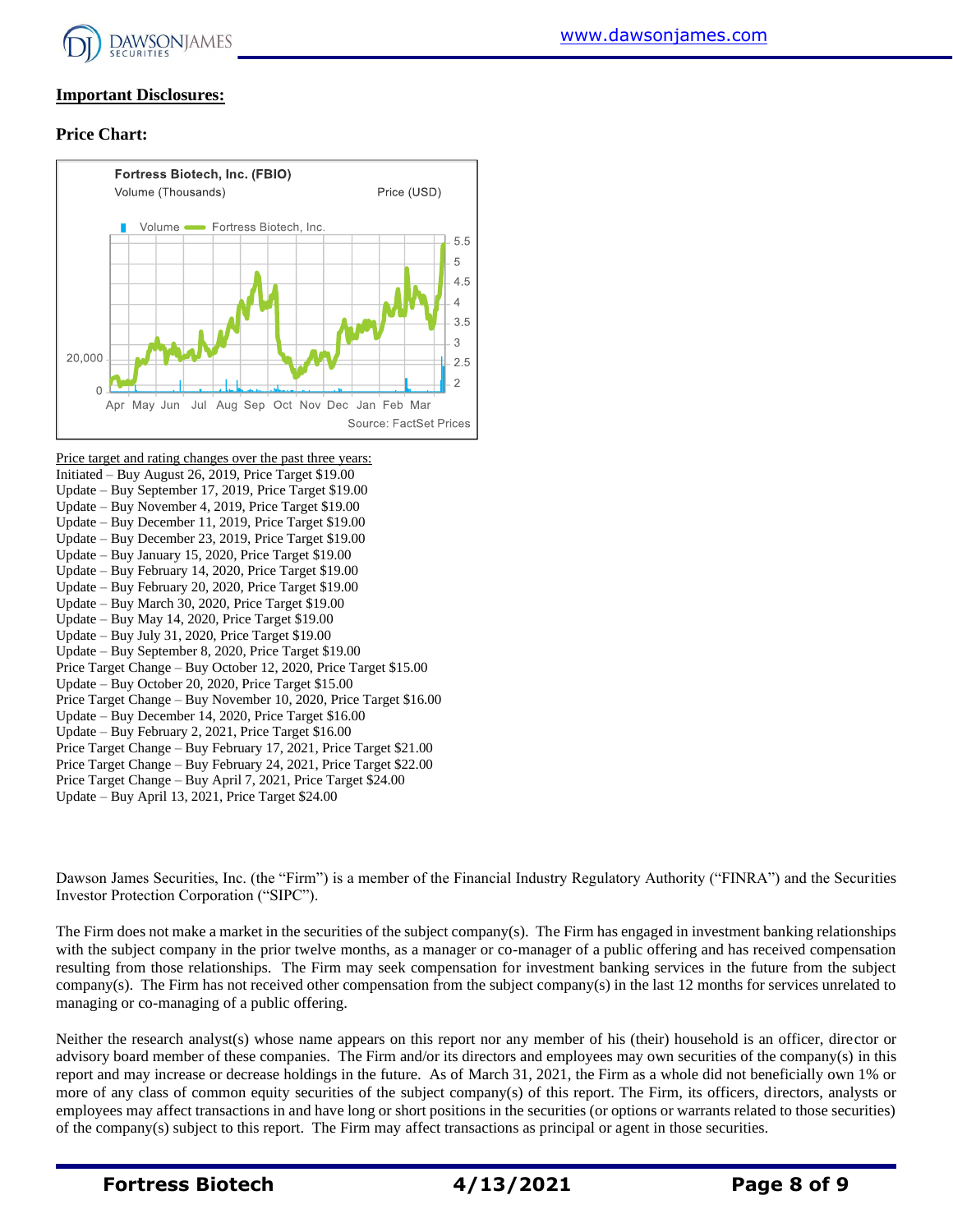## Important Disclosures:

### Price Chart:

Price target and rating changes over the past three years:
Initiated – Buy August 26, 2019, Price Target $19.00
Update – Buy September 17, 2019, Price Target $19.00
Update – Buy November 4, 2019, Price Target $19.00
Update – Buy December 11, 2019, Price Target $19.00
Update – Buy December 23, 2019, Price Target $19.00
Update – Buy January 15, 2020, Price Target $19.00
Update – Buy February 14, 2020, Price Target $19.00
Update – Buy February 20, 2020, Price Target $19.00
Update – Buy March 30, 2020, Price Target $19.00
Update – Buy May 14, 2020, Price Target $19.00
Update – Buy July 31, 2020, Price Target $19.00
Update – Buy September 8, 2020, Price Target $19.00
Price Target Change – Buy October 12, 2020, Price Target $15.00
Update – Buy October 20, 2020, Price Target $15.00
Price Target Change – Buy November 10, 2020, Price Target $16.00
Update – Buy December 14, 2020, Price Target $16.00
Update – Buy February 2, 2021, Price Target $16.00
Price Target Change – Buy February 17, 2021, Price Target $21.00
Price Target Change – Buy February 24, 2021, Price Target $22.00
Price Target Change – Buy April 7, 2021, Price Target $24.00
Update – Buy April 13, 2021, Price Target $24.00

Dawson James Securities, Inc. (the "Firm") is a member of the Financial Industry Regulatory Authority ("FINRA") and the Securities Investor Protection Corporation ("SIPC").

The Firm does not make a market in the securities of the subject company(s). The Firm has engaged in investment banking relationships with the subject company in the prior twelve months, as a manager or co-manager of a public offering and has received compensation resulting from those relationships. The Firm may seek compensation for investment banking services in the future from the subject company(s). The Firm has not received other compensation from the subject company(s) in the last 12 months for services unrelated to managing or co-managing of a public offering.

Neither the research analyst(s) whose name appears on this report nor any member of his (their) household is an officer, director or advisory board member of these companies. The Firm and/or its directors and employees may own securities of the company(s) in this report and may increase or decrease holdings in the future. As of March 31, 2021, the Firm as a whole did not beneficially own 1% or more of any class of common equity securities of the subject company(s) of this report. The Firm, its officers, directors, analysts or employees may affect transactions in and have long or short positions in the securities (or options or warrants related to those securities) of the company(s) subject to this report. The Firm may affect transactions as principal or agent in those securities.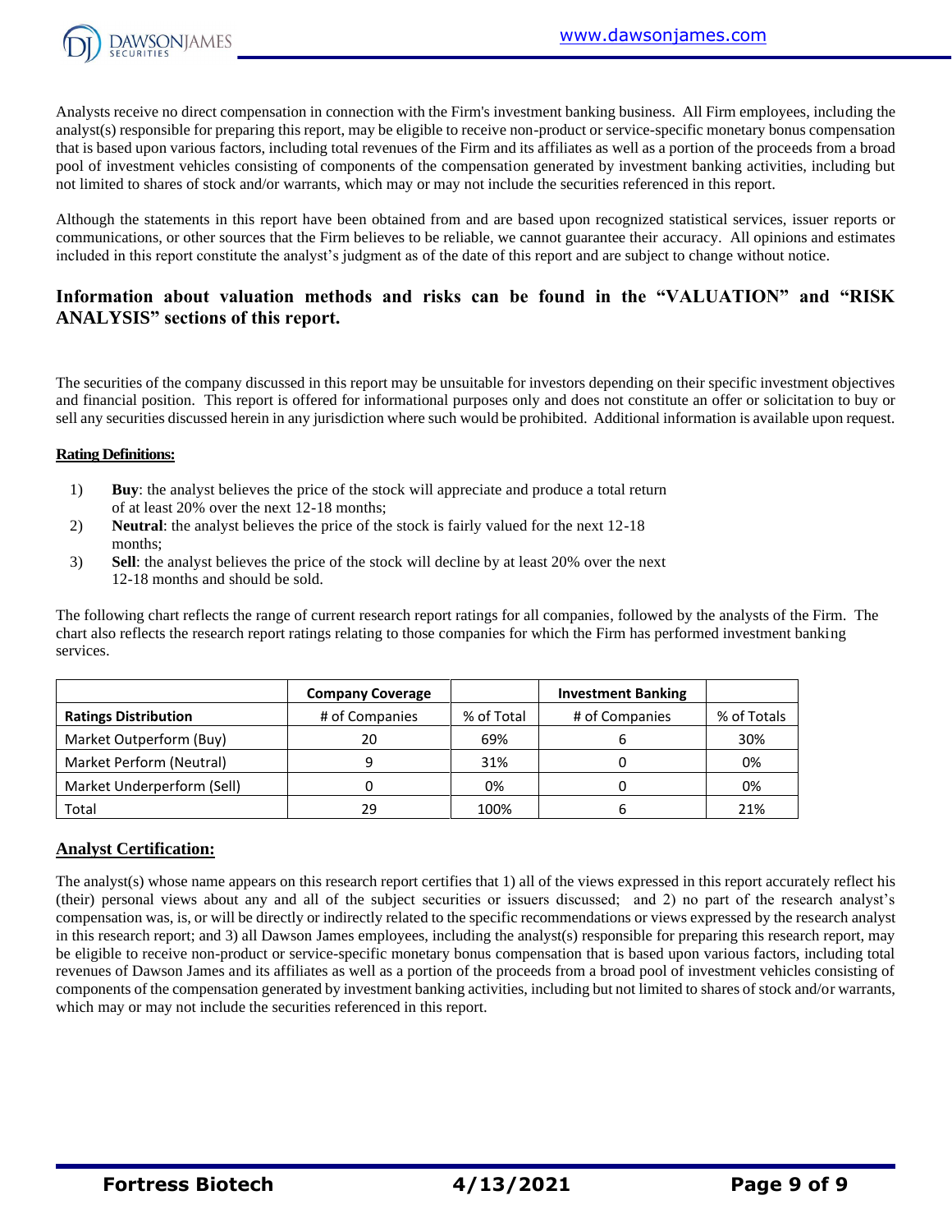Analysts receive no direct compensation in connection with the Firm's investment banking business. All Firm employees, including the analyst(s) responsible for preparing this report, may be eligible to receive non-product or service-specific monetary bonus compensation that is based upon various factors, including total revenues of the Firm and its affiliates as well as a portion of the proceeds from a broad pool of investment vehicles consisting of components of the compensation generated by investment banking activities, including but not limited to shares of stock and/or warrants, which may or may not include the securities referenced in this report.

Although the statements in this report have been obtained from and are based upon recognized statistical services, issuer reports or communications, or other sources that the Firm believes to be reliable, we cannot guarantee their accuracy. All opinions and estimates included in this report constitute the analyst's judgment as of the date of this report and are subject to change without notice.

## Information about valuation methods and risks can be found in the "VALUATION" and "RISK ANALYSIS" sections of this report.

The securities of the company discussed in this report may be unsuitable for investors depending on their specific investment objectives and financial position. This report is offered for informational purposes only and does not constitute an offer or solicitation to buy or sell any securities discussed herein in any jurisdiction where such would be prohibited. Additional information is available upon request.

**Rating Definitions:**

1) **Buy**: the analyst believes the price of the stock will appreciate and produce a total return of at least 20% over the next 12-18 months;
2) **Neutral**: the analyst believes the price of the stock is fairly valued for the next 12-18 months;
3) **Sell**: the analyst believes the price of the stock will decline by at least 20% over the next 12-18 months and should be sold.

The following chart reflects the range of current research report ratings for all companies, followed by the analysts of the Firm. The chart also reflects the research report ratings relating to those companies for which the Firm has performed investment banking services.

| | **Company Coverage** | | **Investment Banking** | |
|---|---|---|---|---|
| **Ratings Distribution** | # of Companies | % of Total | # of Companies | % of Totals |
| Market Outperform (Buy) | 20 | 69% | 6 | 30% |
| Market Perform (Neutral) | 9 | 31% | 0 | 0% |
| Market Underperform (Sell) | 0 | 0% | 0 | 0% |
| Total | 29 | 100% | 6 | 21% |

## Analyst Certification:

The analyst(s) whose name appears on this research report certifies that 1) all of the views expressed in this report accurately reflect his (their) personal views about any and all of the subject securities or issuers discussed; and 2) no part of the research analyst's compensation was, is, or will be directly or indirectly related to the specific recommendations or views expressed by the research analyst in this research report; and 3) all Dawson James employees, including the analyst(s) responsible for preparing this research report, may be eligible to receive non-product or service-specific monetary bonus compensation that is based upon various factors, including total revenues of Dawson James and its affiliates as well as a portion of the proceeds from a broad pool of investment vehicles consisting of components of the compensation generated by investment banking activities, including but not limited to shares of stock and/or warrants, which may or may not include the securities referenced in this report.